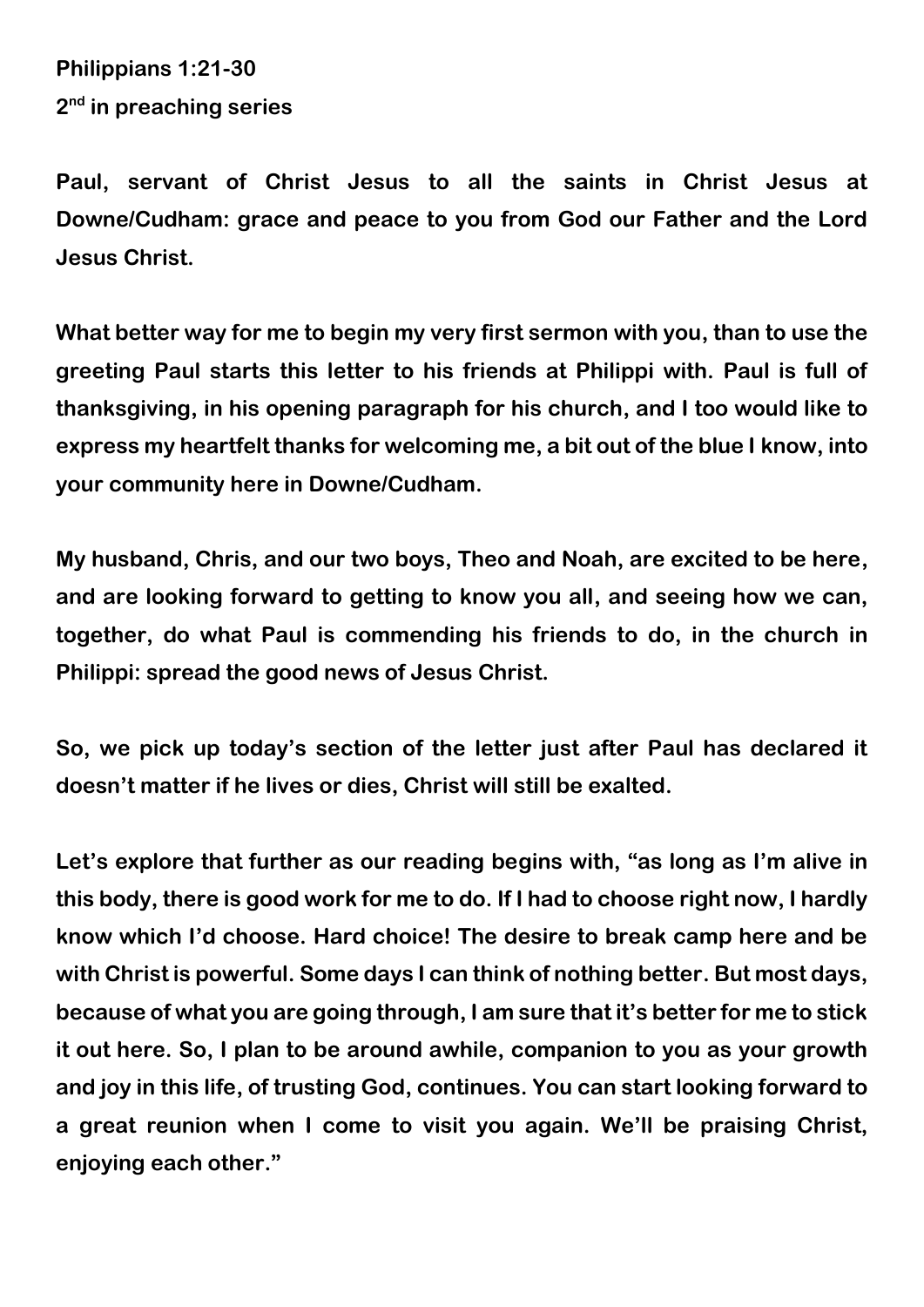**Philippians 1:21-30**

**2nd in preaching series**

**Paul, servant of Christ Jesus to all the saints in Christ Jesus at Downe/Cudham: grace and peace to you from God our Father and the Lord Jesus Christ.**

**What better way for me to begin my very first sermon with you, than to use the greeting Paul starts this letter to his friends at Philippi with. Paul is full of thanksgiving, in his opening paragraph for his church, and I too would like to express my heartfelt thanks for welcoming me, a bit out of the blue I know, into your community here in Downe/Cudham.**

**My husband, Chris, and our two boys, Theo and Noah, are excited to be here, and are looking forward to getting to know you all, and seeing how we can, together, do what Paul is commending his friends to do, in the church in Philippi: spread the good news of Jesus Christ.**

**So, we pick up today's section of the letter just after Paul has declared it doesn't matter if he lives or dies, Christ will still be exalted.**

**Let's explore that further as our reading begins with, "as long as I'm alive in this body, there is good work for me to do. If I had to choose right now, I hardly know which I'd choose. Hard choice! The desire to break camp here and be with Christ is powerful. Some days I can think of nothing better. But most days, because of what you are going through, I am sure that it's better for me to stick it out here. So, I plan to be around awhile, companion to you as your growth and joy in this life, of trusting God, continues. You can start looking forward to a great reunion when I come to visit you again. We'll be praising Christ, enjoying each other."**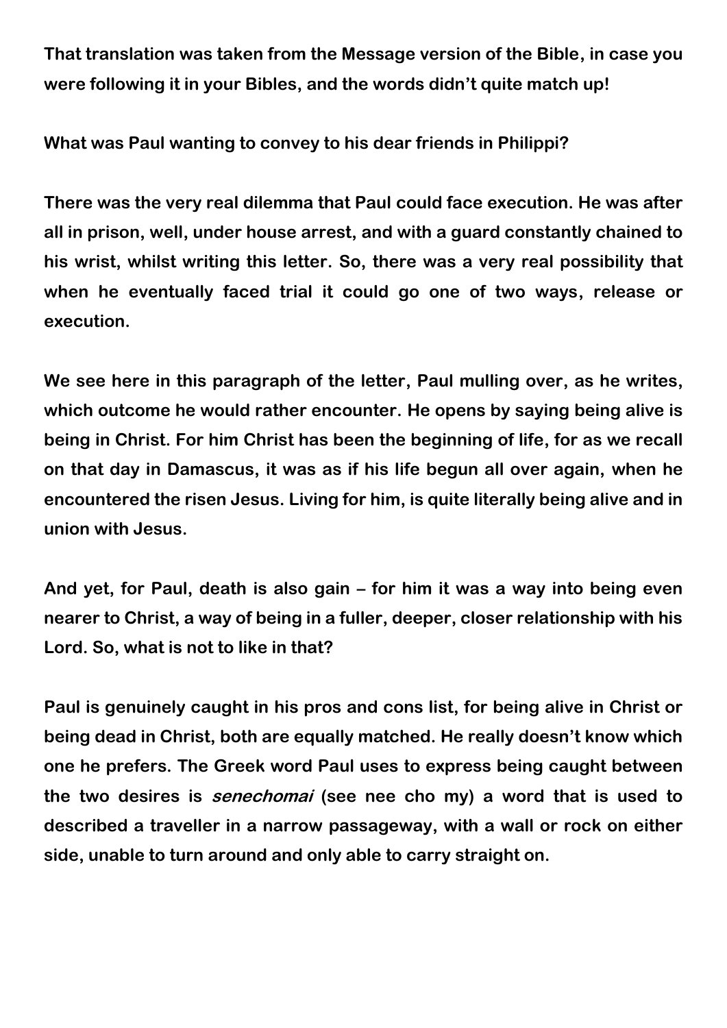**That translation was taken from the Message version of the Bible, in case you were following it in your Bibles, and the words didn't quite match up!**

**What was Paul wanting to convey to his dear friends in Philippi?**

**There was the very real dilemma that Paul could face execution. He was after all in prison, well, under house arrest, and with a guard constantly chained to his wrist, whilst writing this letter. So, there was a very real possibility that when he eventually faced trial it could go one of two ways, release or execution.**

**We see here in this paragraph of the letter, Paul mulling over, as he writes, which outcome he would rather encounter. He opens by saying being alive is being in Christ. For him Christ has been the beginning of life, for as we recall on that day in Damascus, it was as if his life begun all over again, when he encountered the risen Jesus. Living for him, is quite literally being alive and in union with Jesus.**

**And yet, for Paul, death is also gain – for him it was a way into being even nearer to Christ, a way of being in a fuller, deeper, closer relationship with his Lord. So, what is not to like in that?**

**Paul is genuinely caught in his pros and cons list, for being alive in Christ or being dead in Christ, both are equally matched. He really doesn't know which one he prefers. The Greek word Paul uses to express being caught between the two desires is *senechomai* (see nee cho my) a word that is used to described a traveller in a narrow passageway, with a wall or rock on either side, unable to turn around and only able to carry straight on.**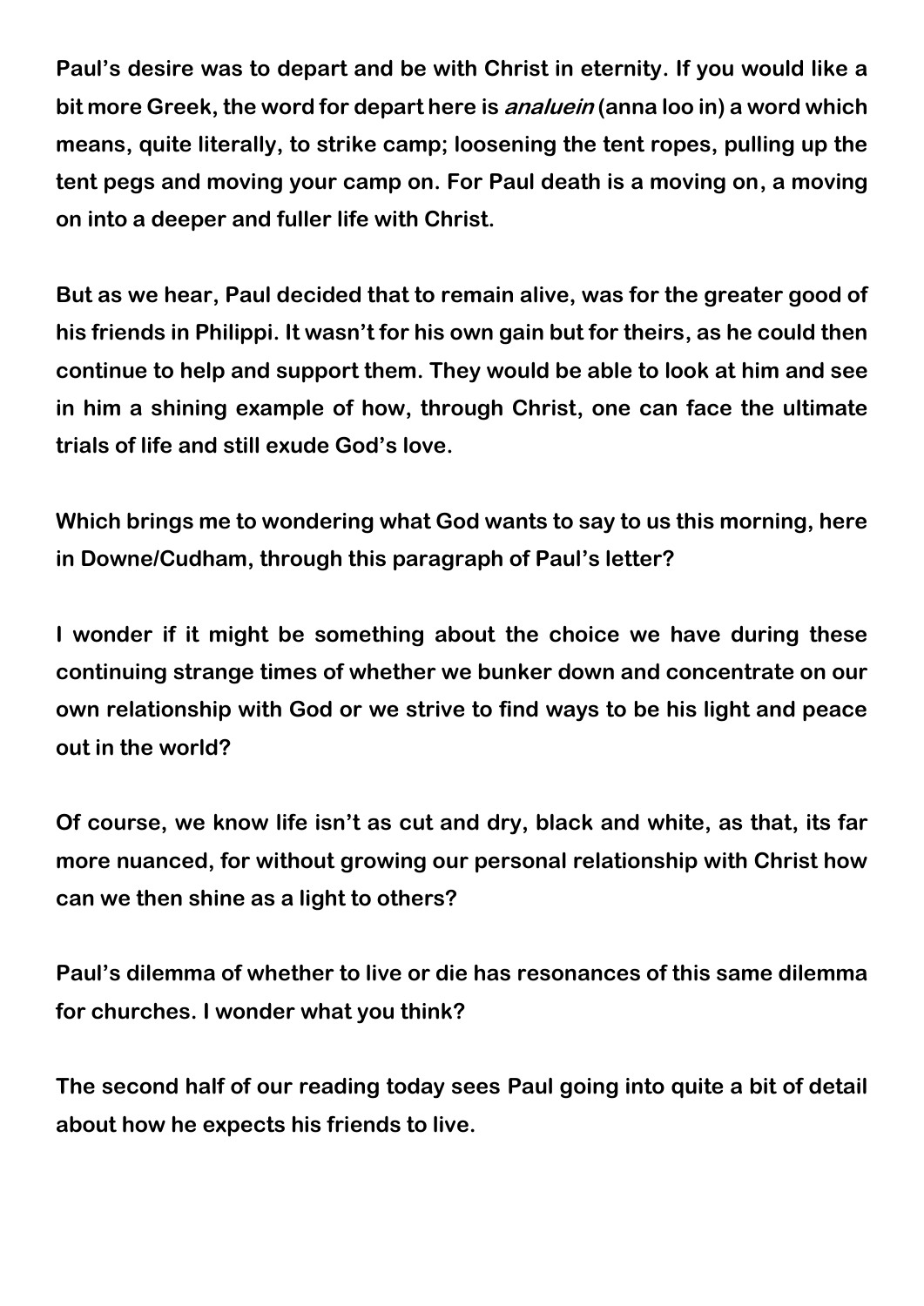Paul's desire was to depart and be with Christ in eternity. If you would like a bit more Greek, the word for depart here is *analuein* (anna loo in) a word which means, quite literally, to strike camp; loosening the tent ropes, pulling up the tent pegs and moving your camp on. For Paul death is a moving on, a moving on into a deeper and fuller life with Christ.

But as we hear, Paul decided that to remain alive, was for the greater good of his friends in Philippi. It wasn't for his own gain but for theirs, as he could then continue to help and support them. They would be able to look at him and see in him a shining example of how, through Christ, one can face the ultimate trials of life and still exude God's love.

Which brings me to wondering what God wants to say to us this morning, here in Downe/Cudham, through this paragraph of Paul's letter?

I wonder if it might be something about the choice we have during these continuing strange times of whether we bunker down and concentrate on our own relationship with God or we strive to find ways to be his light and peace out in the world?

Of course, we know life isn't as cut and dry, black and white, as that, its far more nuanced, for without growing our personal relationship with Christ how can we then shine as a light to others?

Paul's dilemma of whether to live or die has resonances of this same dilemma for churches. I wonder what you think?

The second half of our reading today sees Paul going into quite a bit of detail about how he expects his friends to live.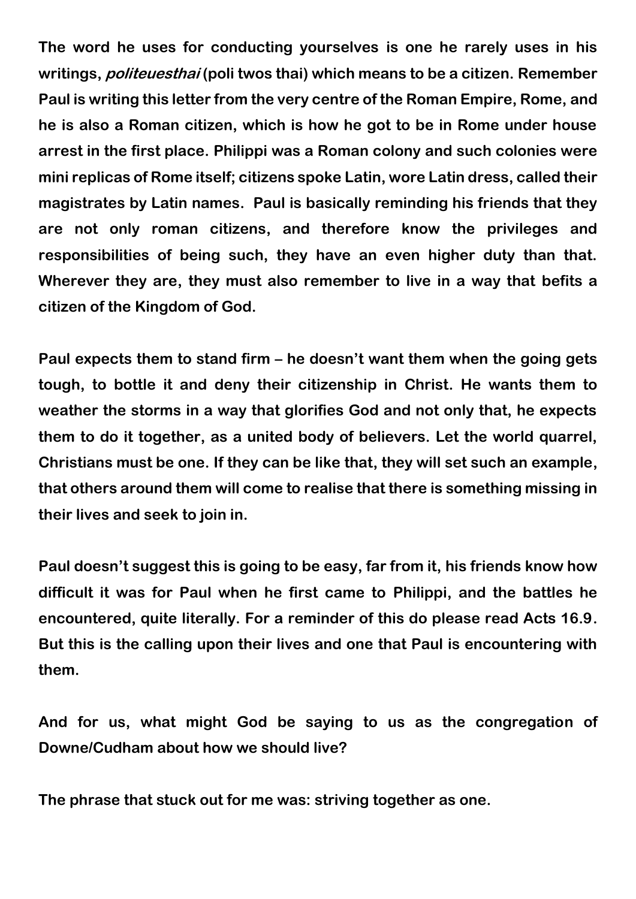**The word he uses for conducting yourselves is one he rarely uses in his writings, *politeuesthai* (poli twos thai) which means to be a citizen. Remember Paul is writing this letter from the very centre of the Roman Empire, Rome, and he is also a Roman citizen, which is how he got to be in Rome under house arrest in the first place. Philippi was a Roman colony and such colonies were mini replicas of Rome itself; citizens spoke Latin, wore Latin dress, called their magistrates by Latin names. Paul is basically reminding his friends that they are not only roman citizens, and therefore know the privileges and responsibilities of being such, they have an even higher duty than that. Wherever they are, they must also remember to live in a way that befits a citizen of the Kingdom of God.**

**Paul expects them to stand firm – he doesn't want them when the going gets tough, to bottle it and deny their citizenship in Christ. He wants them to weather the storms in a way that glorifies God and not only that, he expects them to do it together, as a united body of believers. Let the world quarrel, Christians must be one. If they can be like that, they will set such an example, that others around them will come to realise that there is something missing in their lives and seek to join in.**

**Paul doesn't suggest this is going to be easy, far from it, his friends know how difficult it was for Paul when he first came to Philippi, and the battles he encountered, quite literally. For a reminder of this do please read Acts 16.9. But this is the calling upon their lives and one that Paul is encountering with them.**

**And for us, what might God be saying to us as the congregation of Downe/Cudham about how we should live?**

**The phrase that stuck out for me was: striving together as one.**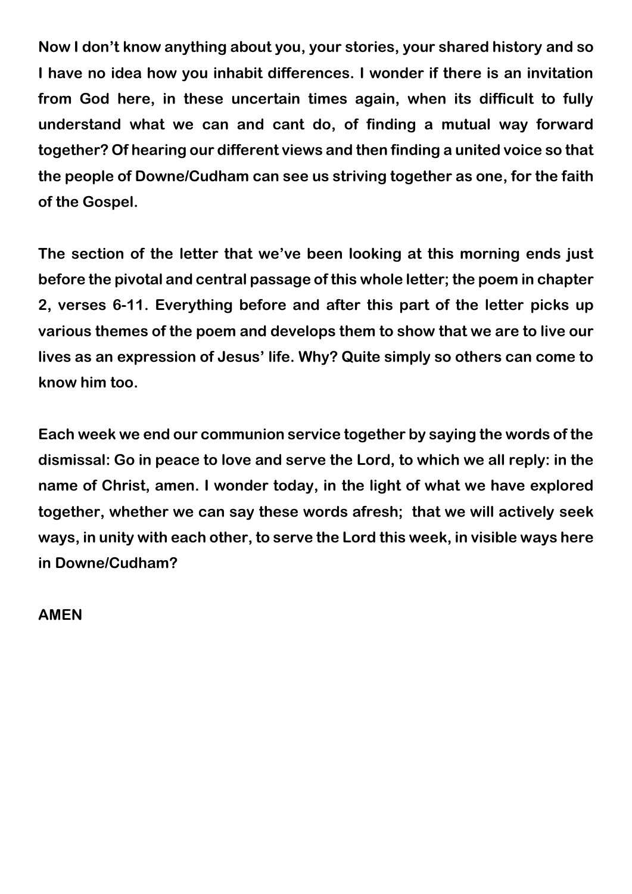**Now I don't know anything about you, your stories, your shared history and so I have no idea how you inhabit differences. I wonder if there is an invitation from God here, in these uncertain times again, when its difficult to fully understand what we can and cant do, of finding a mutual way forward together? Of hearing our different views and then finding a united voice so that the people of Downe/Cudham can see us striving together as one, for the faith of the Gospel.**

**The section of the letter that we've been looking at this morning ends just before the pivotal and central passage of this whole letter; the poem in chapter 2, verses 6-11. Everything before and after this part of the letter picks up various themes of the poem and develops them to show that we are to live our lives as an expression of Jesus' life. Why? Quite simply so others can come to know him too.**

**Each week we end our communion service together by saying the words of the dismissal: Go in peace to love and serve the Lord, to which we all reply: in the name of Christ, amen. I wonder today, in the light of what we have explored together, whether we can say these words afresh; that we will actively seek ways, in unity with each other, to serve the Lord this week, in visible ways here in Downe/Cudham?**

**AMEN**